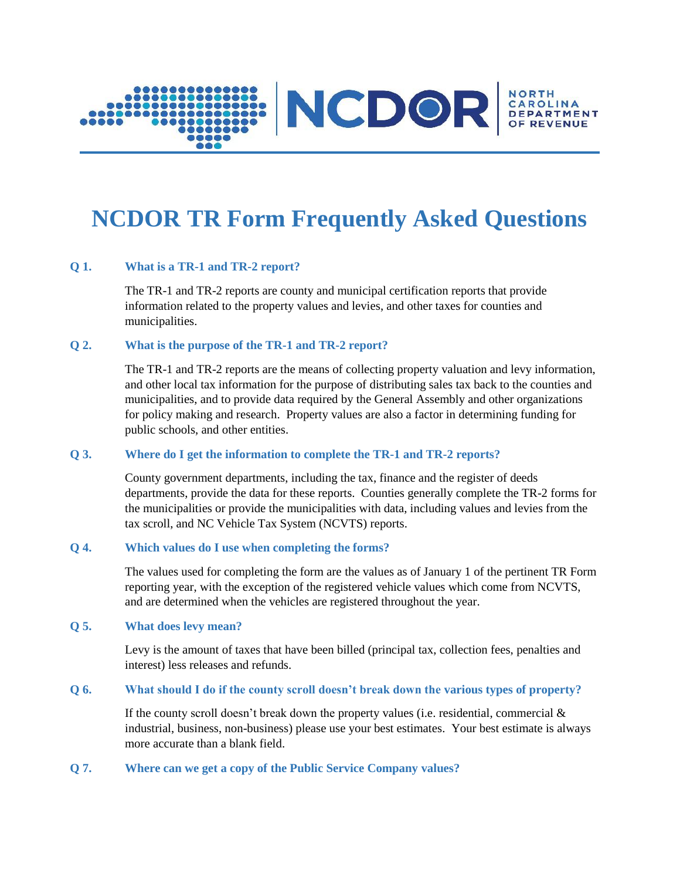# NCDOR TR Form Frequently Asked Questions

**Q 1. What is a TR-1 and TR-2 report?**

The TR-1 and TR-2 reports are county and municipal certification reports that provide information related to the property values and levies, and other taxes for counties and municipalities.

**Q 2. What is the purpose of the TR-1 and TR-2 report?**

The TR-1 and TR-2 reports are the means of collecting property valuation and levy information, and other local tax information for the purpose of distributing sales tax back to the counties and municipalities, and to provide data required by the General Assembly and other organizations for policy making and research. Property values are also a factor in determining funding for public schools, and other entities.

**Q 3. Where do I get the information to complete the TR-1 and TR-2 reports?**

County government departments, including the tax, finance and the register of deeds departments, provide the data for these reports. Counties generally complete the TR-2 forms for the municipalities or provide the municipalities with data, including values and levies from the tax scroll, and NC Vehicle Tax System (NCVTS) reports.

**Q 4. Which values do I use when completing the forms?**

The values used for completing the form are the values as of January 1 of the pertinent TR Form reporting year, with the exception of the registered vehicle values which come from NCVTS, and are determined when the vehicles are registered throughout the year.

**Q 5. What does levy mean?**

Levy is the amount of taxes that have been billed (principal tax, collection fees, penalties and interest) less releases and refunds.

**Q 6. What should I do if the county scroll doesn't break down the various types of property?**

If the county scroll doesn't break down the property values (i.e. residential, commercial & industrial, business, non-business) please use your best estimates. Your best estimate is always more accurate than a blank field.

**Q 7. Where can we get a copy of the Public Service Company values?**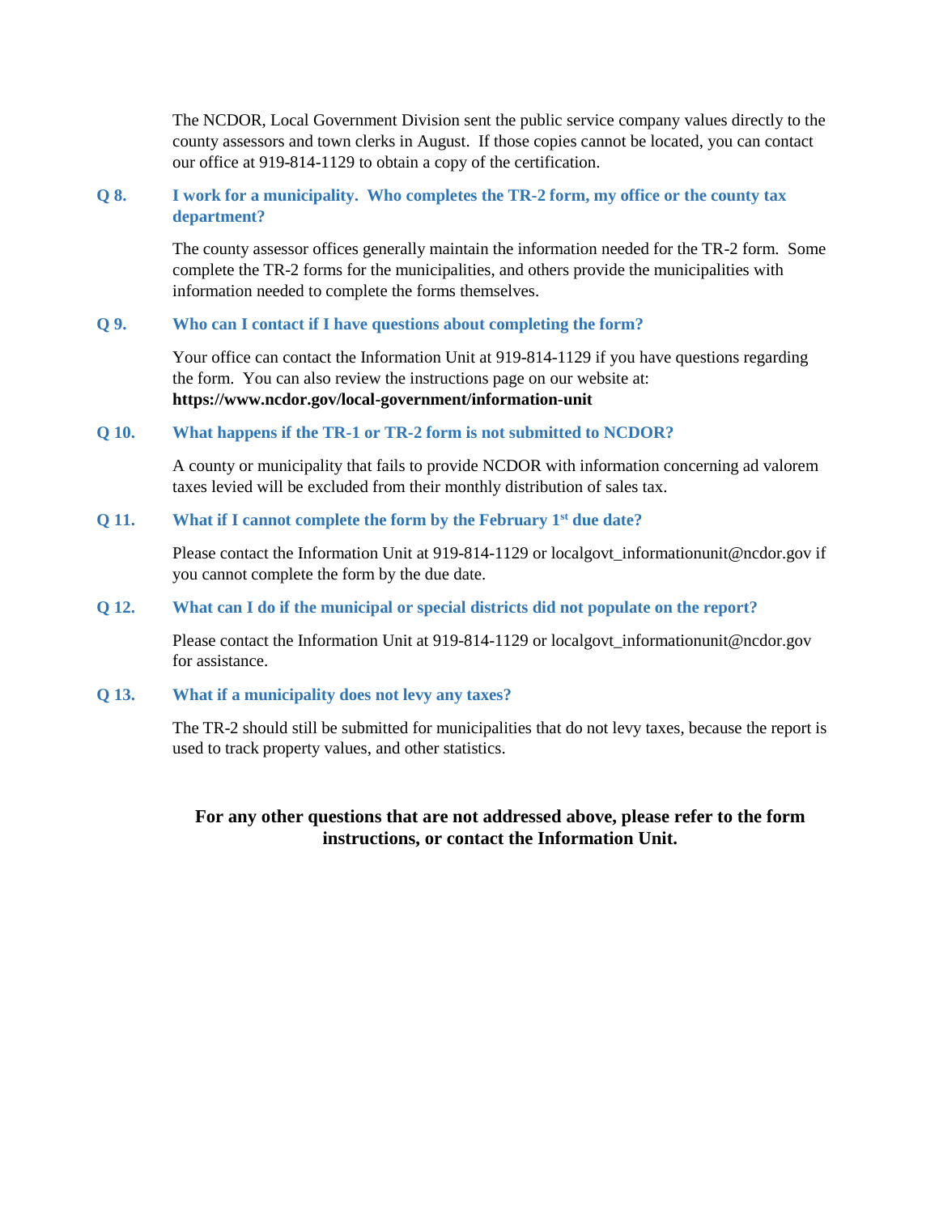The NCDOR, Local Government Division sent the public service company values directly to the county assessors and town clerks in August. If those copies cannot be located, you can contact our office at 919-814-1129 to obtain a copy of the certification.

**Q 8. I work for a municipality. Who completes the TR-2 form, my office or the county tax department?**

The county assessor offices generally maintain the information needed for the TR-2 form. Some complete the TR-2 forms for the municipalities, and others provide the municipalities with information needed to complete the forms themselves.

**Q 9. Who can I contact if I have questions about completing the form?**

Your office can contact the Information Unit at 919-814-1129 if you have questions regarding the form. You can also review the instructions page on our website at: **https://www.ncdor.gov/local-government/information-unit**

**Q 10. What happens if the TR-1 or TR-2 form is not submitted to NCDOR?**

A county or municipality that fails to provide NCDOR with information concerning ad valorem taxes levied will be excluded from their monthly distribution of sales tax.

**Q 11. What if I cannot complete the form by the February 1st due date?**

Please contact the Information Unit at 919-814-1129 or localgovt_informationunit@ncdor.gov if you cannot complete the form by the due date.

**Q 12. What can I do if the municipal or special districts did not populate on the report?**

Please contact the Information Unit at 919-814-1129 or localgovt_informationunit@ncdor.gov for assistance.

**Q 13. What if a municipality does not levy any taxes?**

The TR-2 should still be submitted for municipalities that do not levy taxes, because the report is used to track property values, and other statistics.

**For any other questions that are not addressed above, please refer to the form instructions, or contact the Information Unit.**